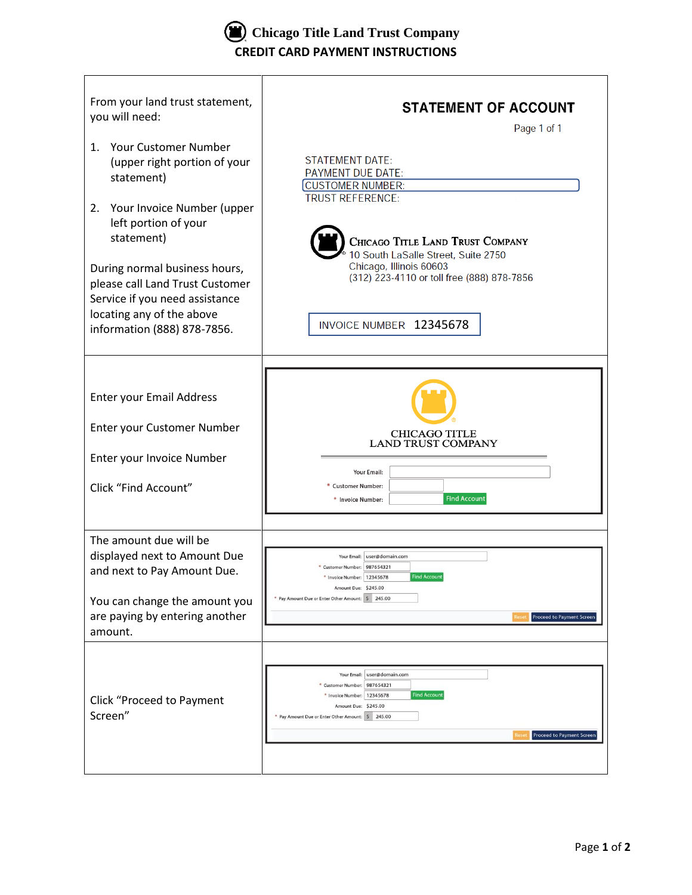# Chicago Title Land Trust Company

## CREDIT CARD PAYMENT INSTRUCTIONS

| Instructions | Example |
|---|---|
| From your land trust statement, you will need:<br><br>1. Your Customer Number (upper right portion of your statement)<br><br>2. Your Invoice Number (upper left portion of your statement)<br><br>During normal business hours, please call Land Trust Customer Service if you need assistance locating any of the above information (888) 878-7856. | **STATEMENT OF ACCOUNT**<br>Page 1 of 1<br><br>STATEMENT DATE:<br>PAYMENT DUE DATE:<br>CUSTOMER NUMBER:<br>TRUST REFERENCE:<br><br>CHICAGO TITLE LAND TRUST COMPANY<br>10 South LaSalle Street, Suite 2750<br>Chicago, Illinois 60603<br>(312) 223-4110 or toll free (888) 878-7856<br><br>INVOICE NUMBER 12345678 |
| Enter your Email Address<br><br>Enter your Customer Number<br><br>Enter your Invoice Number<br><br>Click "Find Account" | CHICAGO TITLE LAND TRUST COMPANY<br><br>Your Email:<br>* Customer Number:<br>* Invoice Number: Find Account |
| The amount due will be displayed next to Amount Due and next to Pay Amount Due.<br><br>You can change the amount you are paying by entering another amount. | Your Email: user@domain.com<br>* Customer Number: 987654321<br>* Invoice Number: 12345678 Find Account<br>Amount Due: $245.00<br>* Pay Amount Due or Enter Other Amount: $ 245.00<br>Reset Proceed to Payment Screen |
| Click "Proceed to Payment Screen" | Your Email: user@domain.com<br>* Customer Number: 987654321<br>* Invoice Number: 12345678 Find Account<br>Amount Due: $245.00<br>* Pay Amount Due or Enter Other Amount: $ 245.00<br>Reset Proceed to Payment Screen |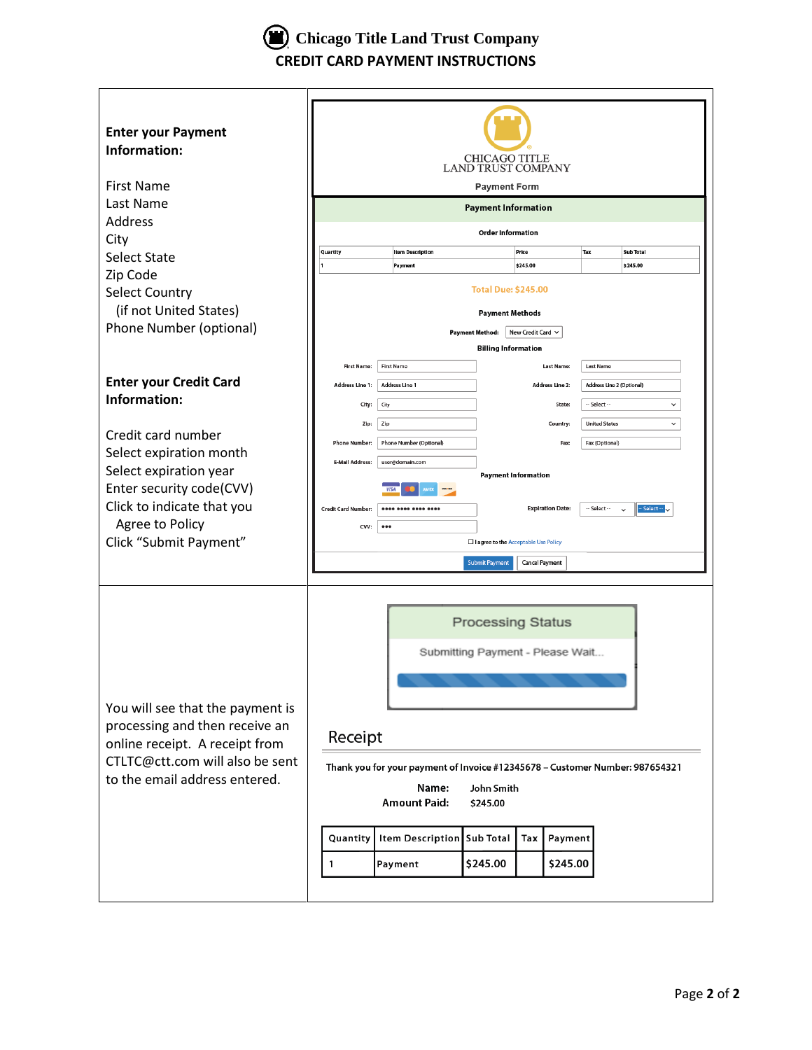# Chicago Title Land Trust Company

## CREDIT CARD PAYMENT INSTRUCTIONS

**Enter your Payment Information:**

First Name
Last Name
Address
City
Select State
Zip Code
Select Country
(if not United States)
Phone Number (optional)

**Enter your Credit Card Information:**

Credit card number
Select expiration month
Select expiration year
Enter security code(CVV)
Click to indicate that you Agree to Policy
Click "Submit Payment"

CHICAGO TITLE
LAND TRUST COMPANY

Payment Form

Payment Information

Order Information

| Quantity | Item Description | Price | Tax | Sub Total |
|---|---|---|---|---|
| 1 | Payment | $245.00 | | $245.00 |

Total Due: $245.00

Payment Methods

Payment Method: New Credit Card

Billing Information

First Name: First Name
Last Name: Last Name
Address Line 1: Address Line 1
Address Line 2: Address Line 2 (Optional)
City: City
State: -- Select --
Zip: Zip
Country: United States
Phone Number: Phone Number (Optional)
Fax: Fax (Optional)
E-Mail Address: user@domain.com

Payment Information

Credit Card Number: •••• •••• •••• ••••
Expiration Date: -- Select -- -- Select --
CVV: •••

☐ I agree to the Acceptable Use Policy

Submit Payment Cancel Payment

You will see that the payment is processing and then receive an online receipt. A receipt from CTLTC@ctt.com will also be sent to the email address entered.

Processing Status

Submitting Payment - Please Wait...

## Receipt

Thank you for your payment of Invoice #12345678 – Customer Number: 987654321

**Name:** John Smith
**Amount Paid:** $245.00

| Quantity | Item Description | Sub Total | Tax | Payment |
|---|---|---|---|---|
| 1 | Payment | $245.00 | | $245.00 |